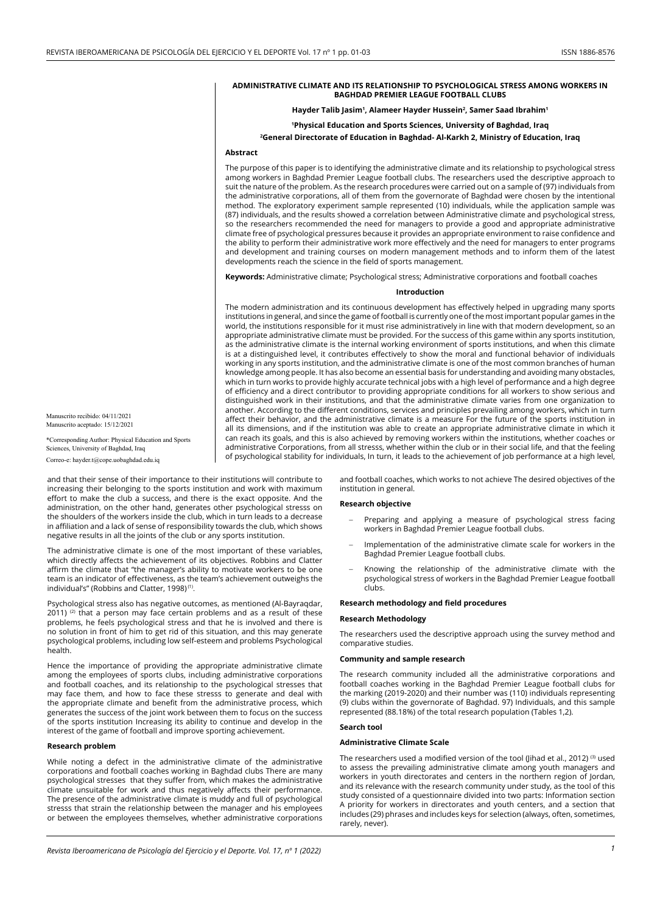# ADMINISTRATIVE CLIMATE AND ITS RELATIONSHIP TO PSYCHOLOGICAL STRESS AMONG WORKERS IN BAGHDAD PREMIER LEAGUE FOOTBALL CLUBS

**Hayder Talib Jasim[1], Alameer Hayder Hussein[2], Samer Saad Ibrahim[1]**

**[1]Physical Education and Sports Sciences, University of Baghdad, Iraq**

**[2]General Directorate of Education in Baghdad- Al-Karkh 2, Ministry of Education, Iraq**

## Abstract

The purpose of this paper is to identifying the administrative climate and its relationship to psychological stress among workers in Baghdad Premier League football clubs. The researchers used the descriptive approach to suit the nature of the problem. As the research procedures were carried out on a sample of (97) individuals from the administrative corporations, all of them from the governorate of Baghdad were chosen by the intentional method. The exploratory experiment sample represented (10) individuals, while the application sample was (87) individuals, and the results showed a correlation between Administrative climate and psychological stress, so the researchers recommended the need for managers to provide a good and appropriate administrative climate free of psychological pressures because it provides an appropriate environment to raise confidence and the ability to perform their administrative work more effectively and the need for managers to enter programs and development and training courses on modern management methods and to inform them of the latest developments reach the science in the field of sports management.

**Keywords:** Administrative climate; Psychological stress; Administrative corporations and football coaches

## Introduction

The modern administration and its continuous development has effectively helped in upgrading many sports institutions in general, and since the game of football is currently one of the most important popular games in the world, the institutions responsible for it must rise administratively in line with that modern development, so an appropriate administrative climate must be provided. For the success of this game within any sports institution, as the administrative climate is the internal working environment of sports institutions, and when this climate is at a distinguished level, it contributes effectively to show the moral and functional behavior of individuals working in any sports institution, and the administrative climate is one of the most common branches of human knowledge among people. It has also become an essential basis for understanding and avoiding many obstacles, which in turn works to provide highly accurate technical jobs with a high level of performance and a high degree of efficiency and a direct contributor to providing appropriate conditions for all workers to show serious and distinguished work in their institutions, and that the administrative climate varies from one organization to another. According to the different conditions, services and principles prevailing among workers, which in turn affect their behavior, and the administrative climate is a measure For the future of the sports institution in all its dimensions, and if the institution was able to create an appropriate administrative climate in which it can reach its goals, and this is also achieved by removing workers within the institutions, whether coaches or administrative Corporations, from all stresss, whether within the club or in their social life, and that the feeling of psychological stability for individuals, In turn, it leads to the achievement of job performance at a high level, and that their sense of their importance to their institutions will contribute to increasing their belonging to the sports institution and work with maximum effort to make the club a success, and there is the exact opposite. And the administration, on the other hand, generates other psychological stresss on the shoulders of the workers inside the club, which in turn leads to a decrease in affiliation and a lack of sense of responsibility towards the club, which shows negative results in all the joints of the club or any sports institution.

Manuscrito recibido: 04/11/2021
Manuscrito aceptado: 15/12/2021

*Corresponding Author: Physical Education and Sports Sciences, University of Baghdad, Iraq

Correo-e: hayder.t@cope.uobaghdad.edu.iq

The administrative climate is one of the most important of these variables, which directly affects the achievement of its objectives. Robbins and Clatter affirm the climate that "the manager's ability to motivate workers to be one team is an indicator of effectiveness, as the team's achievement outweighs the individual's" (Robbins and Clatter, 1998)[1].

Psychological stress also has negative outcomes, as mentioned (Al-Bayraqdar, 2011)[2] that a person may face certain problems and as a result of these problems, he feels psychological stress and that he is involved and there is no solution in front of him to get rid of this situation, and this may generate psychological problems, including low self-esteem and problems Psychological health.

Hence the importance of providing the appropriate administrative climate among the employees of sports clubs, including administrative corporations and football coaches, and its relationship to the psychological stresses that may face them, and how to face these stresss to generate and deal with the appropriate climate and benefit from the administrative process, which generates the success of the joint work between them to focus on the success of the sports institution Increasing its ability to continue and develop in the interest of the game of football and improve sporting achievement.

### Research problem

While noting a defect in the administrative climate of the administrative corporations and football coaches working in Baghdad clubs There are many psychological stresses that they suffer from, which makes the administrative climate unsuitable for work and thus negatively affects their performance. The presence of the administrative climate is muddy and full of psychological stresss that strain the relationship between the manager and his employees or between the employees themselves, whether administrative corporations and football coaches, which works to not achieve The desired objectives of the institution in general.

### Research objective

- Preparing and applying a measure of psychological stress facing workers in Baghdad Premier League football clubs.
- Implementation of the administrative climate scale for workers in the Baghdad Premier League football clubs.
- Knowing the relationship of the administrative climate with the psychological stress of workers in the Baghdad Premier League football clubs.

### Research methodology and field procedures

### Research Methodology

The researchers used the descriptive approach using the survey method and comparative studies.

### Community and sample research

The research community included all the administrative corporations and football coaches working in the Baghdad Premier League football clubs for the marking (2019-2020) and their number was (110) individuals representing (9) clubs within the governorate of Baghdad. 97) Individuals, and this sample represented (88.18%) of the total research population (Tables 1,2).

### Search tool

### Administrative Climate Scale

The researchers used a modified version of the tool (Jihad et al., 2012)[3] used to assess the prevailing administrative climate among youth managers and workers in youth directorates and centers in the northern region of Jordan, and its relevance with the research community under study, as the tool of this study consisted of a questionnaire divided into two parts: Information section A priority for workers in directorates and youth centers, and a section that includes (29) phrases and includes keys for selection (always, often, sometimes, rarely, never).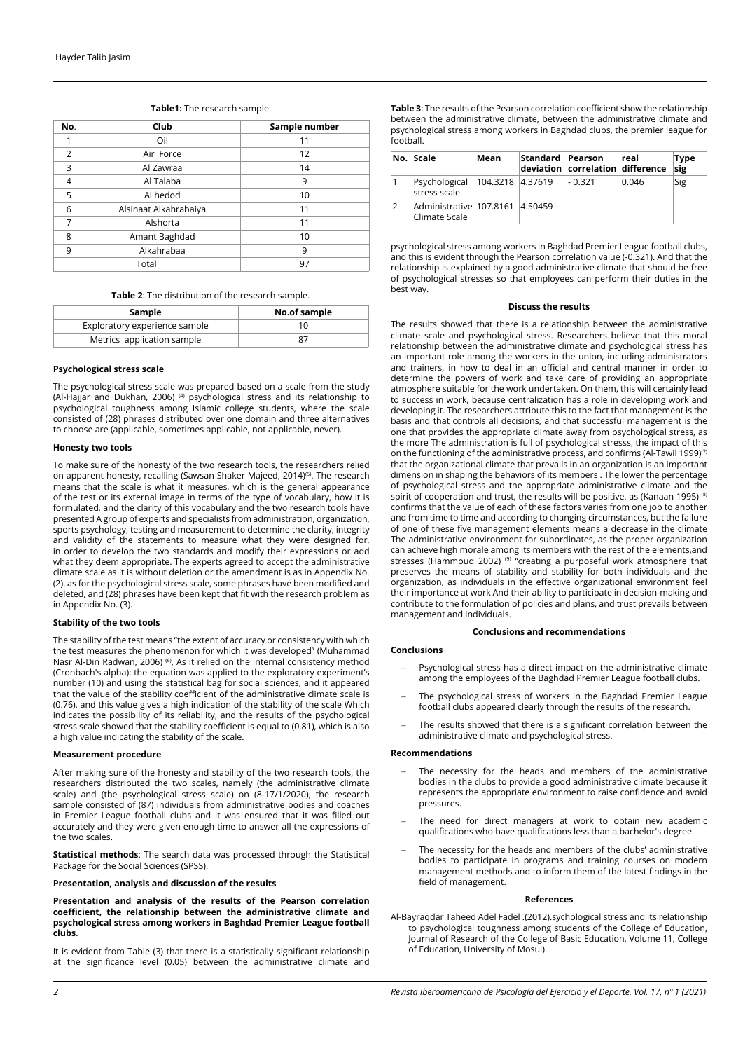**Table1:** The research sample.

| No. | Club | Sample number |
|---|---|---|
| 1 | Oil | 11 |
| 2 | Air Force | 12 |
| 3 | Al Zawraa | 14 |
| 4 | Al Talaba | 9 |
| 5 | Al hedod | 10 |
| 6 | Alsinaat Alkahrabaiya | 11 |
| 7 | Alshorta | 11 |
| 8 | Amant Baghdad | 10 |
| 9 | Alkahrabaa | 9 |
| Total | | 97 |

**Table 2**: The distribution of the research sample.

| Sample | No.of sample |
|---|---|
| Exploratory experience sample | 10 |
| Metrics application sample | 87 |

**Psychological stress scale**

The psychological stress scale was prepared based on a scale from the study (Al-Hajjar and Dukhan, 2006) [4] psychological stress and its relationship to psychological toughness among Islamic college students, where the scale consisted of (28) phrases distributed over one domain and three alternatives to choose are (applicable, sometimes applicable, not applicable, never).

**Honesty two tools**

To make sure of the honesty of the two research tools, the researchers relied on apparent honesty, recalling (Sawsan Shaker Majeed, 2014)[5]. The research means that the scale is what it measures, which is the general appearance of the test or its external image in terms of the type of vocabulary, how it is formulated, and the clarity of this vocabulary and the two research tools have presented A group of experts and specialists from administration, organization, sports psychology, testing and measurement to determine the clarity, integrity and validity of the statements to measure what they were designed for, in order to develop the two standards and modify their expressions or add what they deem appropriate. The experts agreed to accept the administrative climate scale as it is without deletion or the amendment is as in Appendix No. (2). as for the psychological stress scale, some phrases have been modified and deleted, and (28) phrases have been kept that fit with the research problem as in Appendix No. (3).

**Stability of the two tools**

The stability of the test means "the extent of accuracy or consistency with which the test measures the phenomenon for which it was developed" (Muhammad Nasr Al-Din Radwan, 2006) [6], As it relied on the internal consistency method (Cronbach's alpha): the equation was applied to the exploratory experiment's number (10) and using the statistical bag for social sciences, and it appeared that the value of the stability coefficient of the administrative climate scale is (0.76), and this value gives a high indication of the stability of the scale Which indicates the possibility of its reliability, and the results of the psychological stress scale showed that the stability coefficient is equal to (0.81), which is also a high value indicating the stability of the scale.

**Measurement procedure**

After making sure of the honesty and stability of the two research tools, the researchers distributed the two scales, namely (the administrative climate scale) and (the psychological stress scale) on (8-17/1/2020), the research sample consisted of (87) individuals from administrative bodies and coaches in Premier League football clubs and it was ensured that it was filled out accurately and they were given enough time to answer all the expressions of the two scales.

**Statistical methods**: The search data was processed through the Statistical Package for the Social Sciences (SPSS).

**Presentation, analysis and discussion of the results**

**Presentation and analysis of the results of the Pearson correlation coefficient, the relationship between the administrative climate and psychological stress among workers in Baghdad Premier League football clubs**.

It is evident from Table (3) that there is a statistically significant relationship at the significance level (0.05) between the administrative climate and psychological stress among workers in Baghdad Premier League football clubs, and this is evident through the Pearson correlation value (-0.321). And that the relationship is explained by a good administrative climate that should be free of psychological stresses so that employees can perform their duties in the best way.

**Table 3**: The results of the Pearson correlation coefficient show the relationship between the administrative climate, between the administrative climate and psychological stress among workers in Baghdad clubs, the premier league for football.

| No. | Scale | Mean | Standard deviation | Pearson correlation | real difference | Type sig |
|---|---|---|---|---|---|---|
| 1 | Psychological stress scale | 104.3218 | 4.37619 | - 0.321 | 0.046 | Sig |
| 2 | Administrative Climate Scale | 107.8161 | 4.50459 | | | |

**Discuss the results**

The results showed that there is a relationship between the administrative climate scale and psychological stress. Researchers believe that this moral relationship between the administrative climate and psychological stress has an important role among the workers in the union, including administrators and trainers, in how to deal in an official and central manner in order to determine the powers of work and take care of providing an appropriate atmosphere suitable for the work undertaken. On them, this will certainly lead to success in work, because centralization has a role in developing work and developing it. The researchers attribute this to the fact that management is the basis and that controls all decisions, and that successful management is the one that provides the appropriate climate away from psychological stress, as the more The administration is full of psychological stresss, the impact of this on the functioning of the administrative process, and confirms (Al-Tawil 1999)[7] that the organizational climate that prevails in an organization is an important dimension in shaping the behaviors of its members . The lower the percentage of psychological stress and the appropriate administrative climate and the spirit of cooperation and trust, the results will be positive, as (Kanaan 1995) [8] confirms that the value of each of these factors varies from one job to another and from time to time and according to changing circumstances, but the failure of one of these five management elements means a decrease in the climate The administrative environment for subordinates, as the proper organization can achieve high morale among its members with the rest of the elements,and stresses (Hammoud 2002) [9] "creating a purposeful work atmosphere that preserves the means of stability and stability for both individuals and the organization, as individuals in the effective organizational environment feel their importance at work And their ability to participate in decision-making and contribute to the formulation of policies and plans, and trust prevails between management and individuals.

**Conclusions and recommendations**

**Conclusions**

- Psychological stress has a direct impact on the administrative climate among the employees of the Baghdad Premier League football clubs.
- The psychological stress of workers in the Baghdad Premier League football clubs appeared clearly through the results of the research.
- The results showed that there is a significant correlation between the administrative climate and psychological stress.

**Recommendations**

- The necessity for the heads and members of the administrative bodies in the clubs to provide a good administrative climate because it represents the appropriate environment to raise confidence and avoid pressures.
- The need for direct managers at work to obtain new academic qualifications who have qualifications less than a bachelor's degree.
- The necessity for the heads and members of the clubs' administrative bodies to participate in programs and training courses on modern management methods and to inform them of the latest findings in the field of management.

**References**

Al-Bayraqdar Taheed Adel Fadel .(2012).sychological stress and its relationship to psychological toughness among students of the College of Education, Journal of Research of the College of Basic Education, Volume 11, College of Education, University of Mosul).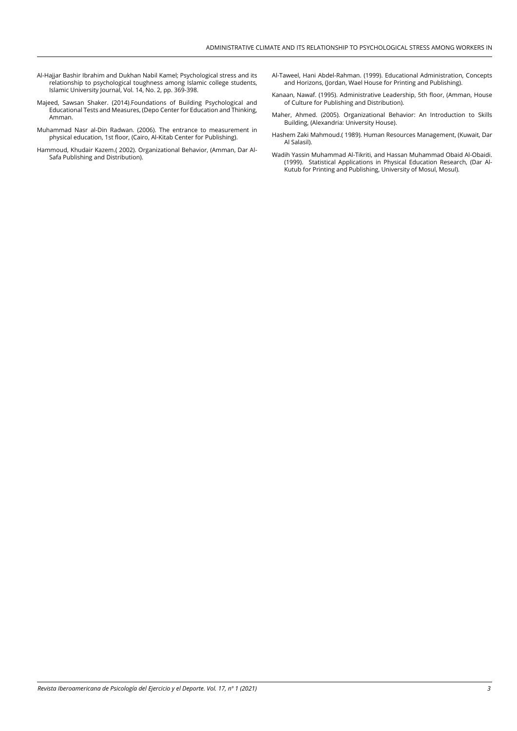Al-Hajjar Bashir Ibrahim and Dukhan Nabil Kamel; Psychological stress and its relationship to psychological toughness among Islamic college students, Islamic University Journal, Vol. 14, No. 2, pp. 369-398.

Majeed, Sawsan Shaker. (2014).Foundations of Building Psychological and Educational Tests and Measures, (Depo Center for Education and Thinking, Amman.

Muhammad Nasr al-Din Radwan. (2006). The entrance to measurement in physical education, 1st floor, (Cairo, Al-Kitab Center for Publishing).

Hammoud, Khudair Kazem.( 2002). Organizational Behavior, (Amman, Dar Al-Safa Publishing and Distribution).

Al-Taweel, Hani Abdel-Rahman. (1999). Educational Administration, Concepts and Horizons, (Jordan, Wael House for Printing and Publishing).

Kanaan, Nawaf. (1995). Administrative Leadership, 5th floor, (Amman, House of Culture for Publishing and Distribution).

Maher, Ahmed. (2005). Organizational Behavior: An Introduction to Skills Building, (Alexandria: University House).

Hashem Zaki Mahmoud.( 1989). Human Resources Management, (Kuwait, Dar Al Salasil).

Wadih Yassin Muhammad Al-Tikriti, and Hassan Muhammad Obaid Al-Obaidi. (1999). Statistical Applications in Physical Education Research, (Dar Al-Kutub for Printing and Publishing, University of Mosul, Mosul).